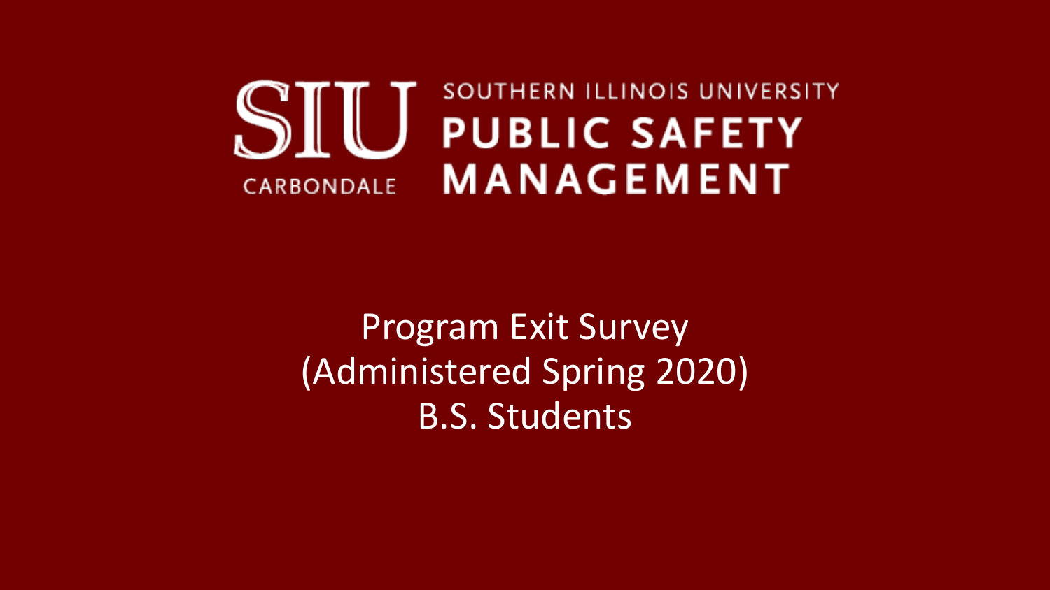# SIU Southern Illinois University Public Safety Management

CARBONDALE

## Program Exit Survey (Administered Spring 2020) B.S. Students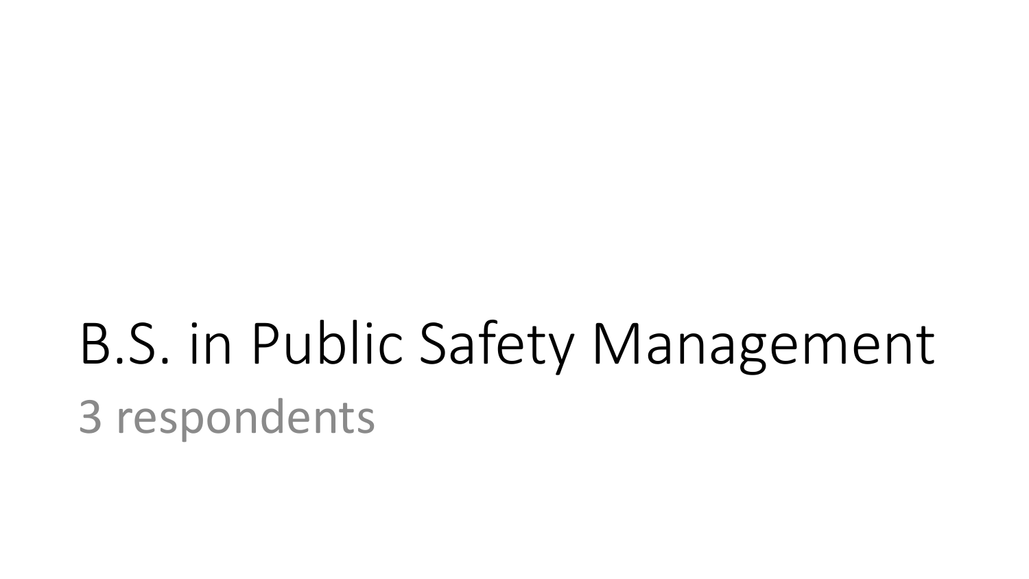# B.S. in Public Safety Management

3 respondents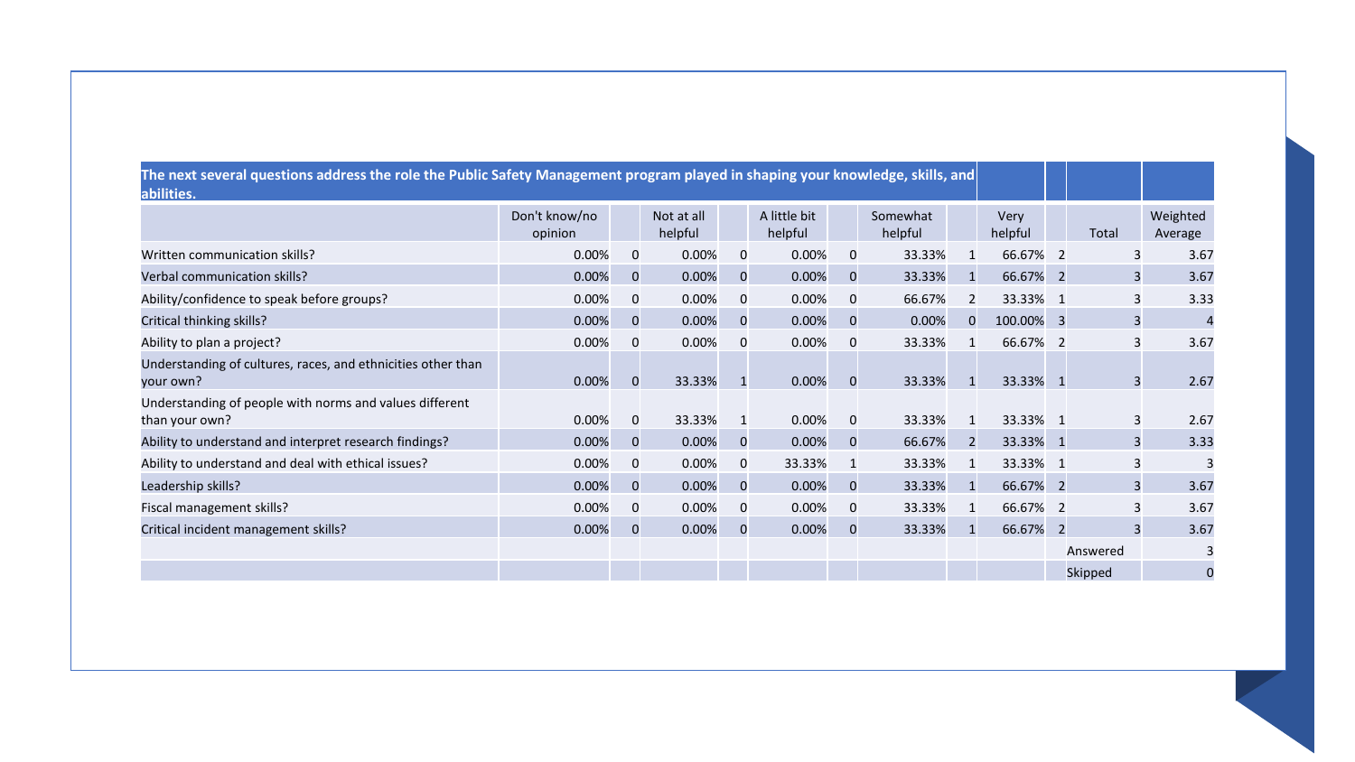| The next several questions address the role the Public Safety Management program played in shaping your knowledge, skills, and abilities. | | | | | | | | | | | | |
|---|---|---|---|---|---|---|---|---|---|---|---|---|
| | Don't know/no opinion | | Not at all helpful | | A little bit helpful | | Somewhat helpful | | Very helpful | | Total | Weighted Average |
| Written communication skills? | 0.00% | 0 | 0.00% | 0 | 0.00% | 0 | 33.33% | 1 | 66.67% | 2 | 3 | 3.67 |
| Verbal communication skills? | 0.00% | 0 | 0.00% | 0 | 0.00% | 0 | 33.33% | 1 | 66.67% | 2 | 3 | 3.67 |
| Ability/confidence to speak before groups? | 0.00% | 0 | 0.00% | 0 | 0.00% | 0 | 66.67% | 2 | 33.33% | 1 | 3 | 3.33 |
| Critical thinking skills? | 0.00% | 0 | 0.00% | 0 | 0.00% | 0 | 0.00% | 0 | 100.00% | 3 | 3 | 4 |
| Ability to plan a project? | 0.00% | 0 | 0.00% | 0 | 0.00% | 0 | 33.33% | 1 | 66.67% | 2 | 3 | 3.67 |
| Understanding of cultures, races, and ethnicities other than your own? | 0.00% | 0 | 33.33% | 1 | 0.00% | 0 | 33.33% | 1 | 33.33% | 1 | 3 | 2.67 |
| Understanding of people with norms and values different than your own? | 0.00% | 0 | 33.33% | 1 | 0.00% | 0 | 33.33% | 1 | 33.33% | 1 | 3 | 2.67 |
| Ability to understand and interpret research findings? | 0.00% | 0 | 0.00% | 0 | 0.00% | 0 | 66.67% | 2 | 33.33% | 1 | 3 | 3.33 |
| Ability to understand and deal with ethical issues? | 0.00% | 0 | 0.00% | 0 | 33.33% | 1 | 33.33% | 1 | 33.33% | 1 | 3 | 3 |
| Leadership skills? | 0.00% | 0 | 0.00% | 0 | 0.00% | 0 | 33.33% | 1 | 66.67% | 2 | 3 | 3.67 |
| Fiscal management skills? | 0.00% | 0 | 0.00% | 0 | 0.00% | 0 | 33.33% | 1 | 66.67% | 2 | 3 | 3.67 |
| Critical incident management skills? | 0.00% | 0 | 0.00% | 0 | 0.00% | 0 | 33.33% | 1 | 66.67% | 2 | 3 | 3.67 |
| | | | | | | | | | | | Answered | 3 |
| | | | | | | | | | | | Skipped | 0 |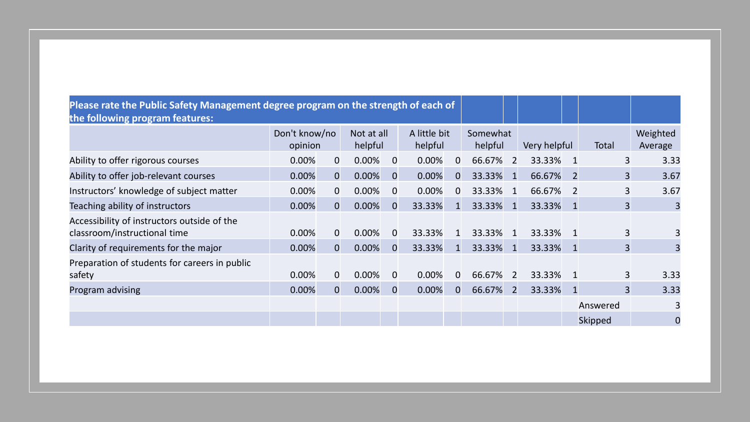| Please rate the Public Safety Management degree program on the strength of each of the following program features: | | | | | | | | | | | |
|---|---|---|---|---|---|---|---|---|---|---|---|
| | Don't know/no opinion | | Not at all helpful | | A little bit helpful | | Somewhat helpful | | Very helpful | | Total | Weighted Average |
| Ability to offer rigorous courses | 0.00% | 0 | 0.00% | 0 | 0.00% | 0 | 66.67% | 2 | 33.33% | 1 | 3 | 3.33 |
| Ability to offer job-relevant courses | 0.00% | 0 | 0.00% | 0 | 0.00% | 0 | 33.33% | 1 | 66.67% | 2 | 3 | 3.67 |
| Instructors' knowledge of subject matter | 0.00% | 0 | 0.00% | 0 | 0.00% | 0 | 33.33% | 1 | 66.67% | 2 | 3 | 3.67 |
| Teaching ability of instructors | 0.00% | 0 | 0.00% | 0 | 33.33% | 1 | 33.33% | 1 | 33.33% | 1 | 3 | 3 |
| Accessibility of instructors outside of the classroom/instructional time | 0.00% | 0 | 0.00% | 0 | 33.33% | 1 | 33.33% | 1 | 33.33% | 1 | 3 | 3 |
| Clarity of requirements for the major | 0.00% | 0 | 0.00% | 0 | 33.33% | 1 | 33.33% | 1 | 33.33% | 1 | 3 | 3 |
| Preparation of students for careers in public safety | 0.00% | 0 | 0.00% | 0 | 0.00% | 0 | 66.67% | 2 | 33.33% | 1 | 3 | 3.33 |
| Program advising | 0.00% | 0 | 0.00% | 0 | 0.00% | 0 | 66.67% | 2 | 33.33% | 1 | 3 | 3.33 |
| | | | | | | | | | | | Answered | 3 |
| | | | | | | | | | | | Skipped | 0 |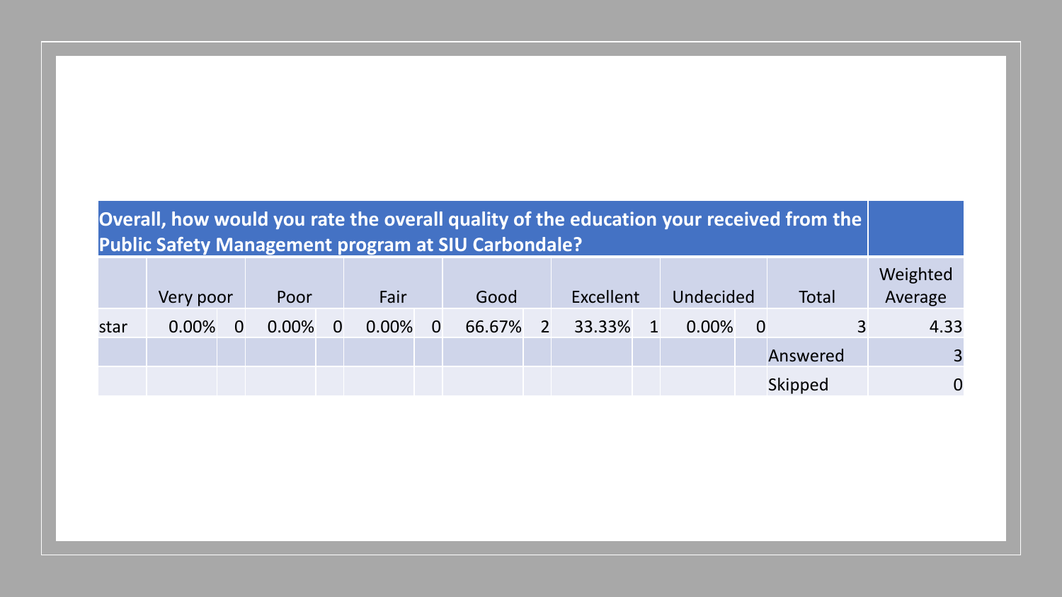| Overall, how would you rate the overall quality of the education your received from the Public Safety Management program at SIU Carbondale? | | | | | | | | | | | | | | |
|---|---|---|---|---|---|---|---|---|---|---|---|---|---|---|
| | Very poor | | Poor | | Fair | | Good | | Excellent | | Undecided | | Total | Weighted Average |
| star | 0.00% | 0 | 0.00% | 0 | 0.00% | 0 | 66.67% | 2 | 33.33% | 1 | 0.00% | 0 | 3 | 4.33 |
| | | | | | | | | | | | | | Answered | 3 |
| | | | | | | | | | | | | | Skipped | 0 |